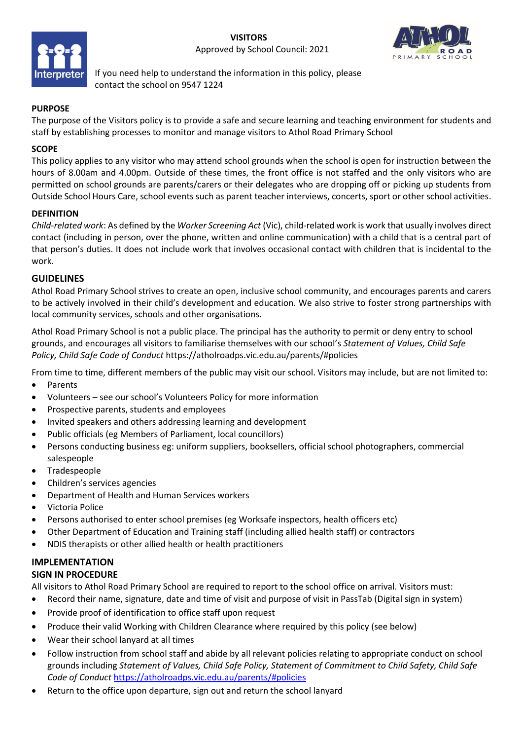# VISITORS

Approved by School Council: 2021

If you need help to understand the information in this policy, please contact the school on 9547 1224

## PURPOSE

The purpose of the Visitors policy is to provide a safe and secure learning and teaching environment for students and staff by establishing processes to monitor and manage visitors to Athol Road Primary School

## SCOPE

This policy applies to any visitor who may attend school grounds when the school is open for instruction between the hours of 8.00am and 4.00pm. Outside of these times, the front office is not staffed and the only visitors who are permitted on school grounds are parents/carers or their delegates who are dropping off or picking up students from Outside School Hours Care, school events such as parent teacher interviews, concerts, sport or other school activities.

## DEFINITION

*Child-related work*: As defined by the *Worker Screening Act* (Vic), child-related work is work that usually involves direct contact (including in person, over the phone, written and online communication) with a child that is a central part of that person's duties. It does not include work that involves occasional contact with children that is incidental to the work.

## GUIDELINES

Athol Road Primary School strives to create an open, inclusive school community, and encourages parents and carers to be actively involved in their child's development and education. We also strive to foster strong partnerships with local community services, schools and other organisations.

Athol Road Primary School is not a public place. The principal has the authority to permit or deny entry to school grounds, and encourages all visitors to familiarise themselves with our school's *Statement of Values, Child Safe Policy, Child Safe Code of Conduct* https://atholroadps.vic.edu.au/parents/#policies

From time to time, different members of the public may visit our school. Visitors may include, but are not limited to:

- Parents
- Volunteers – see our school's Volunteers Policy for more information
- Prospective parents, students and employees
- Invited speakers and others addressing learning and development
- Public officials (eg Members of Parliament, local councillors)
- Persons conducting business eg: uniform suppliers, booksellers, official school photographers, commercial salespeople
- Tradespeople
- Children's services agencies
- Department of Health and Human Services workers
- Victoria Police
- Persons authorised to enter school premises (eg Worksafe inspectors, health officers etc)
- Other Department of Education and Training staff (including allied health staff) or contractors
- NDIS therapists or other allied health or health practitioners

## IMPLEMENTATION

### SIGN IN PROCEDURE

All visitors to Athol Road Primary School are required to report to the school office on arrival. Visitors must:

- Record their name, signature, date and time of visit and purpose of visit in PassTab (Digital sign in system)
- Provide proof of identification to office staff upon request
- Produce their valid Working with Children Clearance where required by this policy (see below)
- Wear their school lanyard at all times
- Follow instruction from school staff and abide by all relevant policies relating to appropriate conduct on school grounds including *Statement of Values, Child Safe Policy, Statement of Commitment to Child Safety, Child Safe Code of Conduct* https://atholroadps.vic.edu.au/parents/#policies
- Return to the office upon departure, sign out and return the school lanyard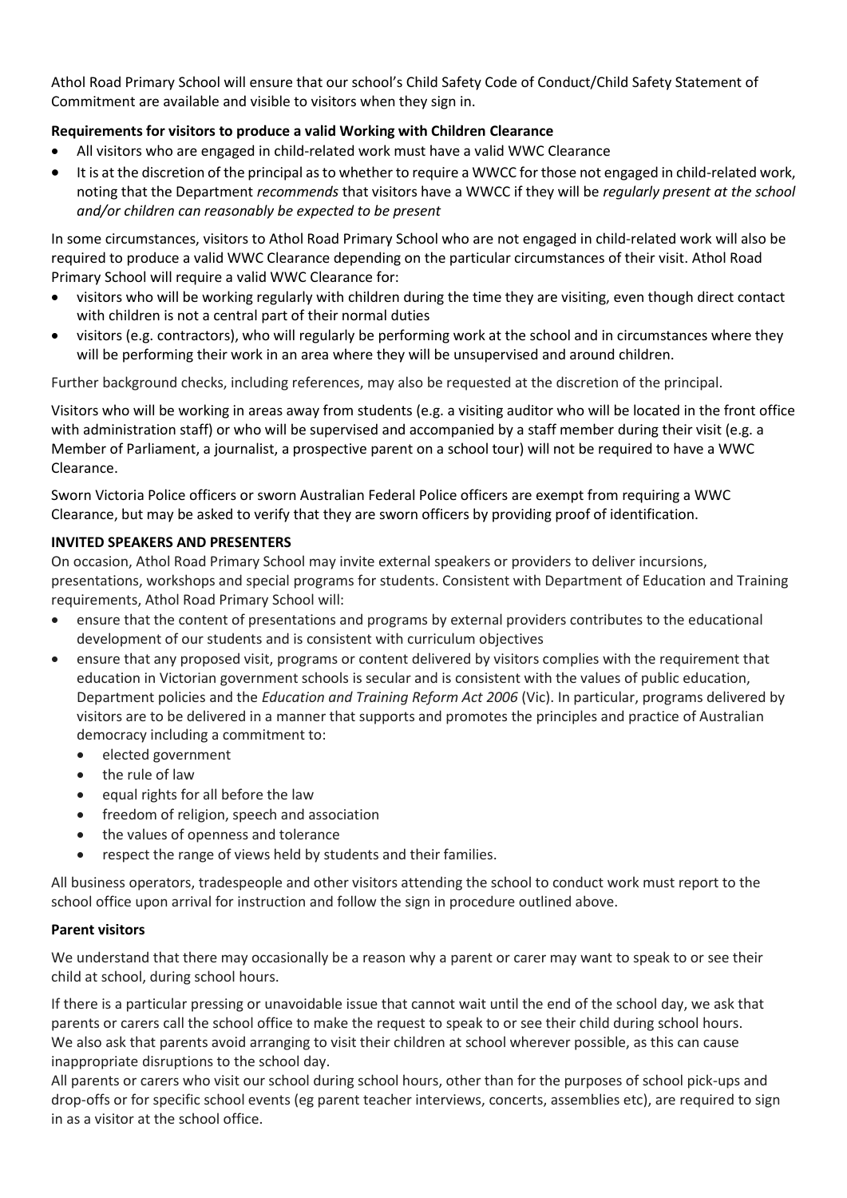Athol Road Primary School will ensure that our school's Child Safety Code of Conduct/Child Safety Statement of Commitment are available and visible to visitors when they sign in.

**Requirements for visitors to produce a valid Working with Children Clearance**

- All visitors who are engaged in child-related work must have a valid WWC Clearance
- It is at the discretion of the principal as to whether to require a WWCC for those not engaged in child-related work, noting that the Department *recommends* that visitors have a WWCC if they will be *regularly present at the school and/or children can reasonably be expected to be present*

In some circumstances, visitors to Athol Road Primary School who are not engaged in child-related work will also be required to produce a valid WWC Clearance depending on the particular circumstances of their visit. Athol Road Primary School will require a valid WWC Clearance for:

- visitors who will be working regularly with children during the time they are visiting, even though direct contact with children is not a central part of their normal duties
- visitors (e.g. contractors), who will regularly be performing work at the school and in circumstances where they will be performing their work in an area where they will be unsupervised and around children.

Further background checks, including references, may also be requested at the discretion of the principal.

Visitors who will be working in areas away from students (e.g. a visiting auditor who will be located in the front office with administration staff) or who will be supervised and accompanied by a staff member during their visit (e.g. a Member of Parliament, a journalist, a prospective parent on a school tour) will not be required to have a WWC Clearance.

Sworn Victoria Police officers or sworn Australian Federal Police officers are exempt from requiring a WWC Clearance, but may be asked to verify that they are sworn officers by providing proof of identification.

**INVITED SPEAKERS AND PRESENTERS**

On occasion, Athol Road Primary School may invite external speakers or providers to deliver incursions, presentations, workshops and special programs for students. Consistent with Department of Education and Training requirements, Athol Road Primary School will:

- ensure that the content of presentations and programs by external providers contributes to the educational development of our students and is consistent with curriculum objectives
- ensure that any proposed visit, programs or content delivered by visitors complies with the requirement that education in Victorian government schools is secular and is consistent with the values of public education, Department policies and the *Education and Training Reform Act 2006* (Vic). In particular, programs delivered by visitors are to be delivered in a manner that supports and promotes the principles and practice of Australian democracy including a commitment to:
  - elected government
  - the rule of law
  - equal rights for all before the law
  - freedom of religion, speech and association
  - the values of openness and tolerance
  - respect the range of views held by students and their families.

All business operators, tradespeople and other visitors attending the school to conduct work must report to the school office upon arrival for instruction and follow the sign in procedure outlined above.

**Parent visitors**

We understand that there may occasionally be a reason why a parent or carer may want to speak to or see their child at school, during school hours.

If there is a particular pressing or unavoidable issue that cannot wait until the end of the school day, we ask that parents or carers call the school office to make the request to speak to or see their child during school hours. We also ask that parents avoid arranging to visit their children at school wherever possible, as this can cause inappropriate disruptions to the school day.

All parents or carers who visit our school during school hours, other than for the purposes of school pick-ups and drop-offs or for specific school events (eg parent teacher interviews, concerts, assemblies etc), are required to sign in as a visitor at the school office.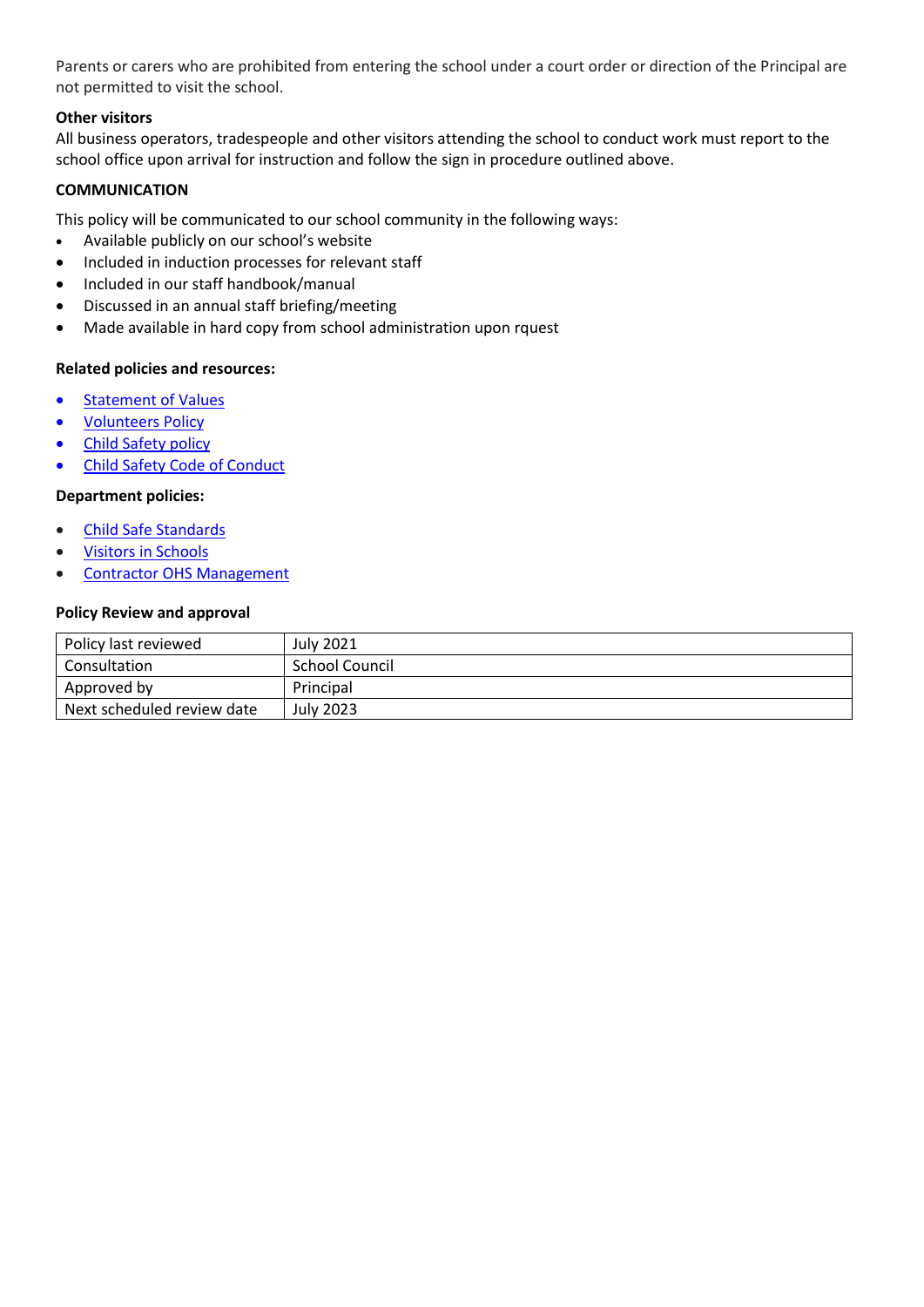Parents or carers who are prohibited from entering the school under a court order or direction of the Principal are not permitted to visit the school.

**Other visitors**

All business operators, tradespeople and other visitors attending the school to conduct work must report to the school office upon arrival for instruction and follow the sign in procedure outlined above.

**COMMUNICATION**

This policy will be communicated to our school community in the following ways:

- Available publicly on our school's website
- Included in induction processes for relevant staff
- Included in our staff handbook/manual
- Discussed in an annual staff briefing/meeting
- Made available in hard copy from school administration upon rquest

**Related policies and resources:**

- Statement of Values
- Volunteers Policy
- Child Safety policy
- Child Safety Code of Conduct

**Department policies:**

- Child Safe Standards
- Visitors in Schools
- Contractor OHS Management

**Policy Review and approval**

| | |
|---|---|
| Policy last reviewed | July 2021 |
| Consultation | School Council |
| Approved by | Principal |
| Next scheduled review date | July 2023 |